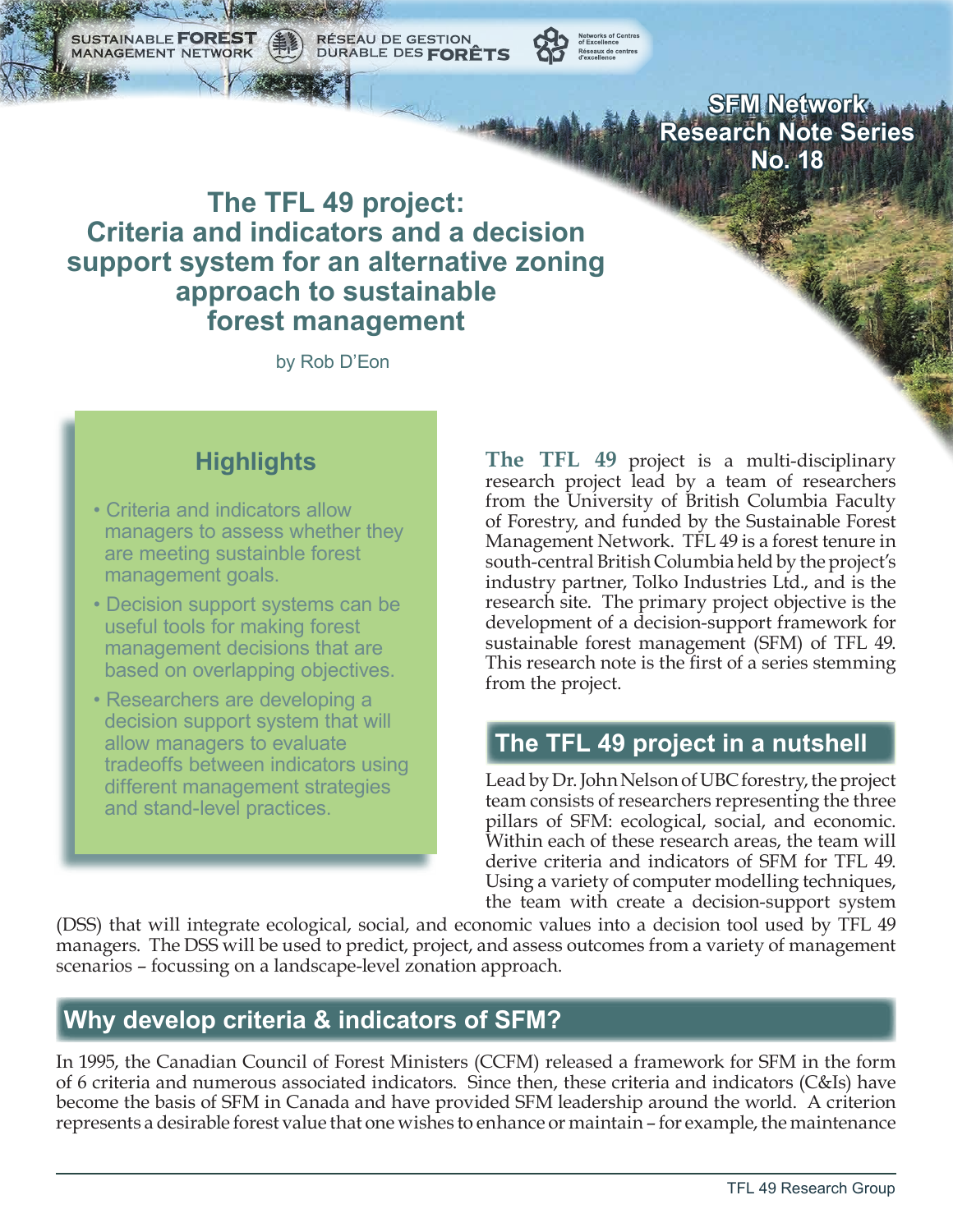SUSTAINABLE FOREST MANAGEMENT NETWORK — RÉSEAU DE GESTION DURABLE DES FORÊTS

Networks of Centres of Excellence — Réseaux de centres d'excellence

**SFM Network Research Note Series No. 18**

# The TFL 49 project: Criteria and indicators and a decision support system for an alternative zoning approach to sustainable forest management

by Rob D'Eon

## Highlights

- Criteria and indicators allow managers to assess whether they are meeting sustainble forest management goals.
- Decision support systems can be useful tools for making forest management decisions that are based on overlapping objectives.
- Researchers are developing a decision support system that will allow managers to evaluate tradeoffs between indicators using different management strategies and stand-level practices.

**The TFL 49** project is a multi-disciplinary research project lead by a team of researchers from the University of British Columbia Faculty of Forestry, and funded by the Sustainable Forest Management Network. TFL 49 is a forest tenure in south-central British Columbia held by the project's industry partner, Tolko Industries Ltd., and is the research site. The primary project objective is the development of a decision-support framework for sustainable forest management (SFM) of TFL 49. This research note is the first of a series stemming from the project.

## The TFL 49 project in a nutshell

Lead by Dr. John Nelson of UBC forestry, the project team consists of researchers representing the three pillars of SFM: ecological, social, and economic. Within each of these research areas, the team will derive criteria and indicators of SFM for TFL 49. Using a variety of computer modelling techniques, the team with create a decision-support system (DSS) that will integrate ecological, social, and economic values into a decision tool used by TFL 49 managers. The DSS will be used to predict, project, and assess outcomes from a variety of management scenarios – focussing on a landscape-level zonation approach.

## Why develop criteria & indicators of SFM?

In 1995, the Canadian Council of Forest Ministers (CCFM) released a framework for SFM in the form of 6 criteria and numerous associated indicators. Since then, these criteria and indicators (C&Is) have become the basis of SFM in Canada and have provided SFM leadership around the world. A criterion represents a desirable forest value that one wishes to enhance or maintain – for example, the maintenance

TFL 49 Research Group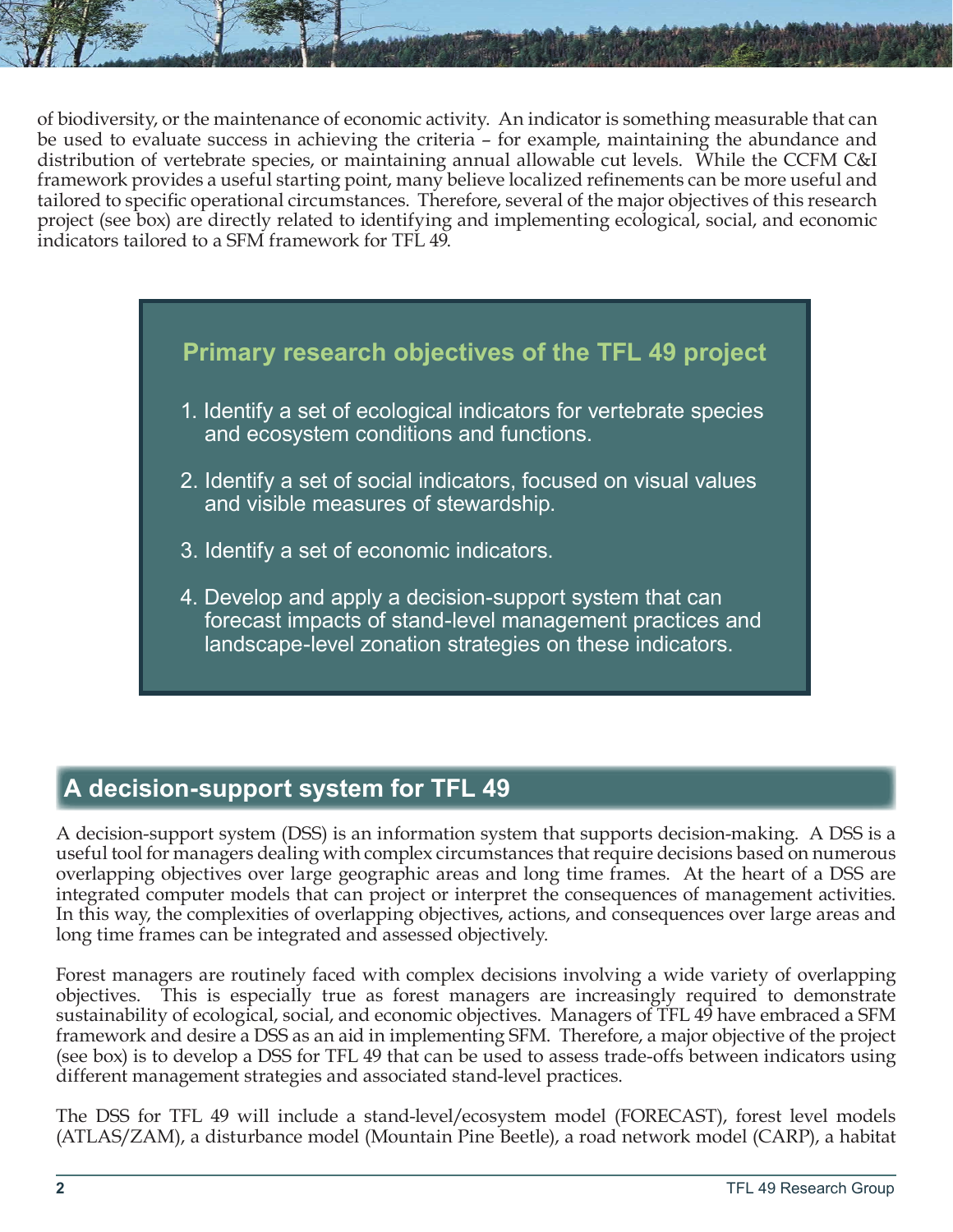of biodiversity, or the maintenance of economic activity. An indicator is something measurable that can be used to evaluate success in achieving the criteria – for example, maintaining the abundance and distribution of vertebrate species, or maintaining annual allowable cut levels. While the CCFM C&I framework provides a useful starting point, many believe localized refinements can be more useful and tailored to specific operational circumstances. Therefore, several of the major objectives of this research project (see box) are directly related to identifying and implementing ecological, social, and economic indicators tailored to a SFM framework for TFL 49.

> **Primary research objectives of the TFL 49 project**
>
> 1. Identify a set of ecological indicators for vertebrate species and ecosystem conditions and functions.
> 2. Identify a set of social indicators, focused on visual values and visible measures of stewardship.
> 3. Identify a set of economic indicators.
> 4. Develop and apply a decision-support system that can forecast impacts of stand-level management practices and landscape-level zonation strategies on these indicators.

## A decision-support system for TFL 49

A decision-support system (DSS) is an information system that supports decision-making. A DSS is a useful tool for managers dealing with complex circumstances that require decisions based on numerous overlapping objectives over large geographic areas and long time frames. At the heart of a DSS are integrated computer models that can project or interpret the consequences of management activities. In this way, the complexities of overlapping objectives, actions, and consequences over large areas and long time frames can be integrated and assessed objectively.

Forest managers are routinely faced with complex decisions involving a wide variety of overlapping objectives. This is especially true as forest managers are increasingly required to demonstrate sustainability of ecological, social, and economic objectives. Managers of TFL 49 have embraced a SFM framework and desire a DSS as an aid in implementing SFM. Therefore, a major objective of the project (see box) is to develop a DSS for TFL 49 that can be used to assess trade-offs between indicators using different management strategies and associated stand-level practices.

The DSS for TFL 49 will include a stand-level/ecosystem model (FORECAST), forest level models (ATLAS/ZAM), a disturbance model (Mountain Pine Beetle), a road network model (CARP), a habitat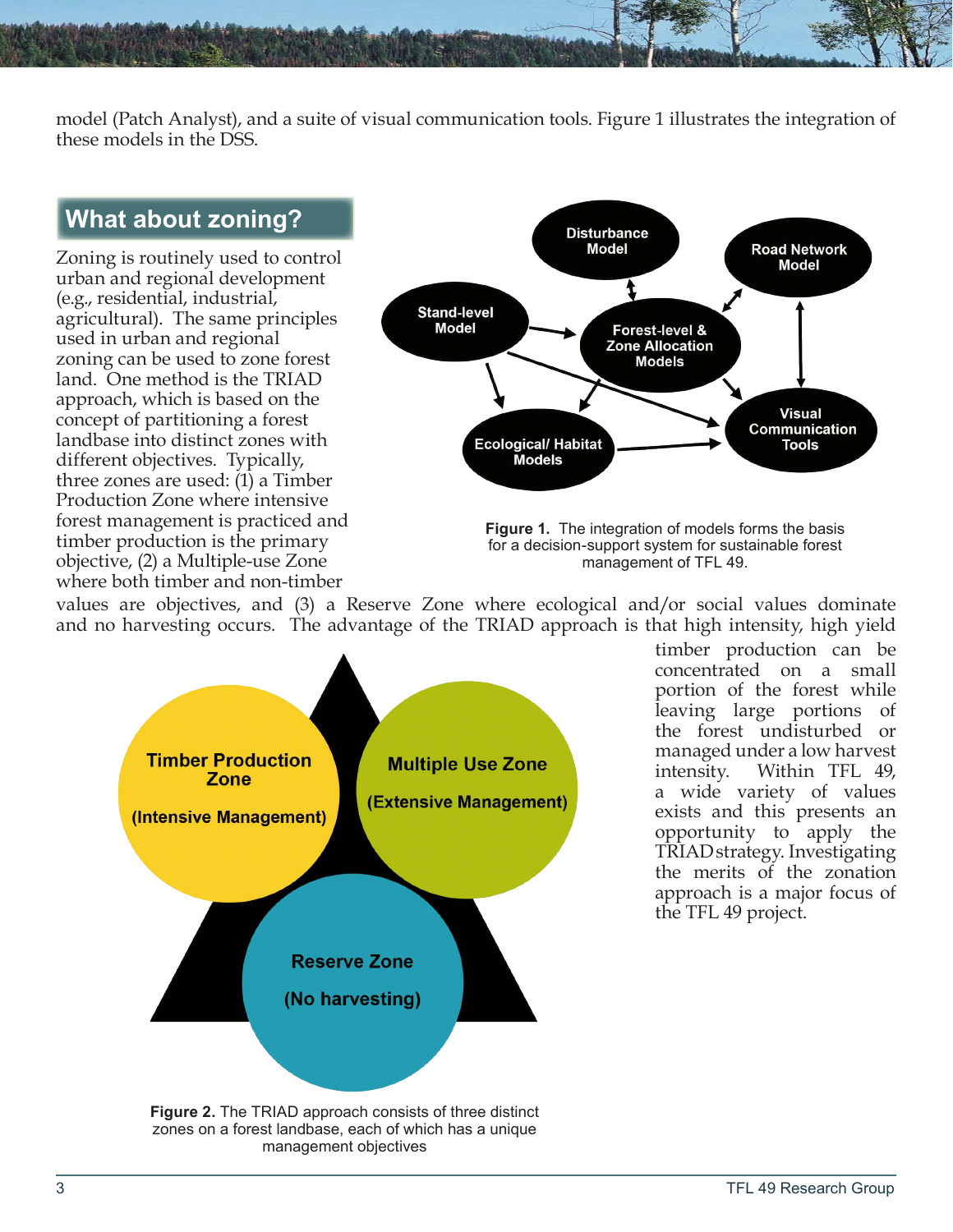model (Patch Analyst), and a suite of visual communication tools. Figure 1 illustrates the integration of these models in the DSS.

## What about zoning?

Zoning is routinely used to control urban and regional development (e.g., residential, industrial, agricultural). The same principles used in urban and regional zoning can be used to zone forest land. One method is the TRIAD approach, which is based on the concept of partitioning a forest landbase into distinct zones with different objectives. Typically, three zones are used: (1) a Timber Production Zone where intensive forest management is practiced and timber production is the primary objective, (2) a Multiple-use Zone where both timber and non-timber values are objectives, and (3) a Reserve Zone where ecological and/or social values dominate and no harvesting occurs. The advantage of the TRIAD approach is that high intensity, high yield timber production can be concentrated on a small portion of the forest while leaving large portions of the forest undisturbed or managed under a low harvest intensity. Within TFL 49, a wide variety of values exists and this presents an opportunity to apply the TRIAD strategy. Investigating the merits of the zonation approach is a major focus of the TFL 49 project.

**Figure 1.** The integration of models forms the basis for a decision-support system for sustainable forest management of TFL 49.

**Figure 2.** The TRIAD approach consists of three distinct zones on a forest landbase, each of which has a unique management objectives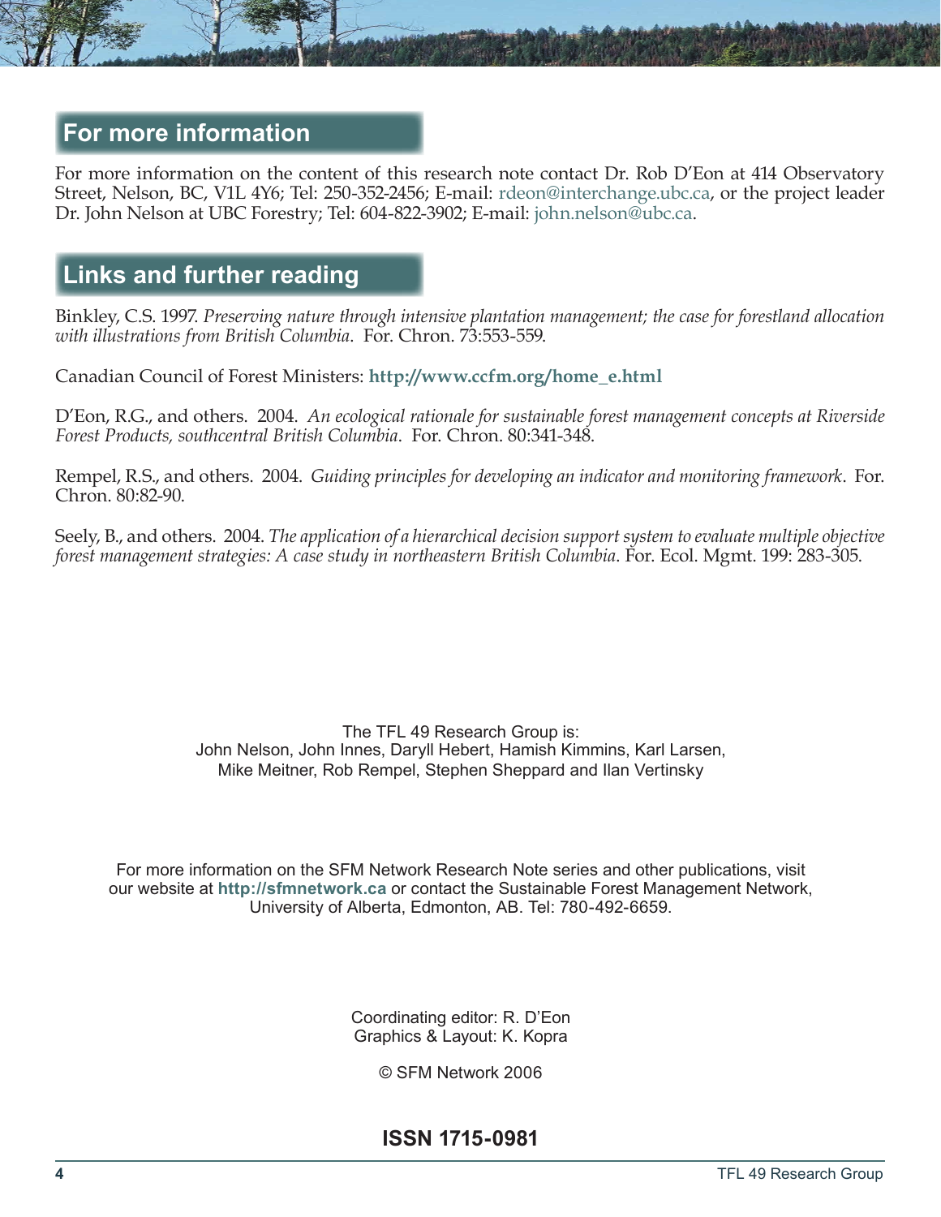## For more information

For more information on the content of this research note contact Dr. Rob D'Eon at 414 Observatory Street, Nelson, BC, V1L 4Y6; Tel: 250-352-2456; E-mail: rdeon@interchange.ubc.ca, or the project leader Dr. John Nelson at UBC Forestry; Tel: 604-822-3902; E-mail: john.nelson@ubc.ca.

## Links and further reading

Binkley, C.S. 1997. *Preserving nature through intensive plantation management; the case for forestland allocation with illustrations from British Columbia*. For. Chron. 73:553-559.

Canadian Council of Forest Ministers: **http://www.ccfm.org/home_e.html**

D'Eon, R.G., and others. 2004. *An ecological rationale for sustainable forest management concepts at Riverside Forest Products, southcentral British Columbia*. For. Chron. 80:341-348.

Rempel, R.S., and others. 2004. *Guiding principles for developing an indicator and monitoring framework*. For. Chron. 80:82-90.

Seely, B., and others. 2004. *The application of a hierarchical decision support system to evaluate multiple objective forest management strategies: A case study in northeastern British Columbia*. For. Ecol. Mgmt. 199: 283-305.

The TFL 49 Research Group is:
John Nelson, John Innes, Daryll Hebert, Hamish Kimmins, Karl Larsen, Mike Meitner, Rob Rempel, Stephen Sheppard and Ilan Vertinsky

For more information on the SFM Network Research Note series and other publications, visit our website at **http://sfmnetwork.ca** or contact the Sustainable Forest Management Network, University of Alberta, Edmonton, AB. Tel: 780-492-6659.

Coordinating editor: R. D'Eon
Graphics & Layout: K. Kopra

© SFM Network 2006

**ISSN 1715-0981**